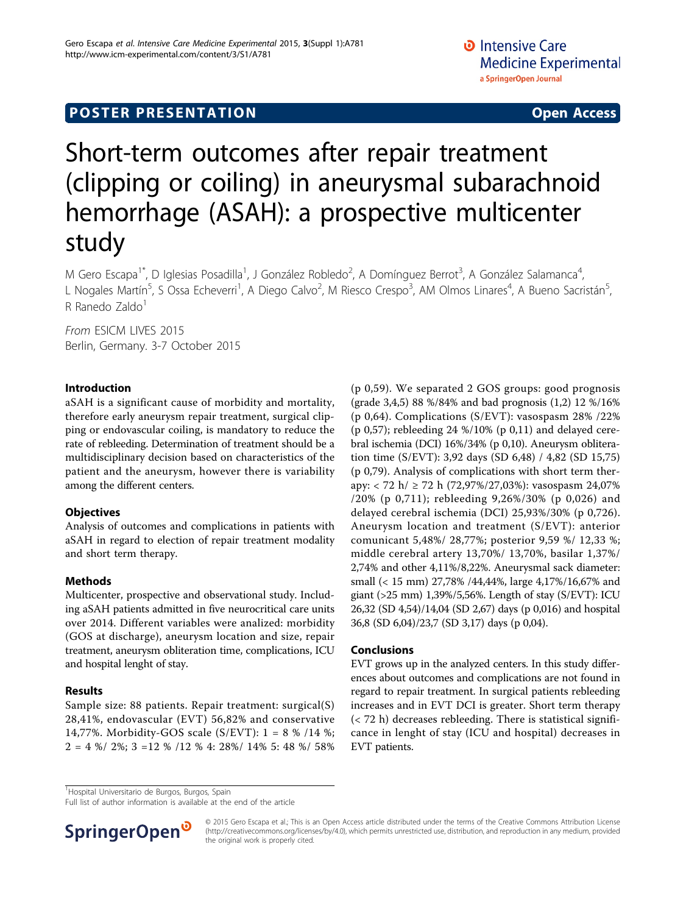POSTER PRESENTATION **Open Access**

# Short-term outcomes after repair treatment (clipping or coiling) in aneurysmal subarachnoid hemorrhage (ASAH): a prospective multicenter study

M Gero Escapa[1*], D Iglesias Posadilla[1], J González Robledo[2], A Domínguez Berrot[3], A González Salamanca[4], L Nogales Martín[5], S Ossa Echeverri[1], A Diego Calvo[2], M Riesco Crespo[3], AM Olmos Linares[4], A Bueno Sacristán[5], R Ranedo Zaldo[1]

*From* ESICM LIVES 2015
Berlin, Germany. 3-7 October 2015

## Introduction

aSAH is a significant cause of morbidity and mortality, therefore early aneurysm repair treatment, surgical clipping or endovascular coiling, is mandatory to reduce the rate of rebleeding. Determination of treatment should be a multidisciplinary decision based on characteristics of the patient and the aneurysm, however there is variability among the different centers.

## Objectives

Analysis of outcomes and complications in patients with aSAH in regard to election of repair treatment modality and short term therapy.

## Methods

Multicenter, prospective and observational study. Including aSAH patients admitted in five neurocritical care units over 2014. Different variables were analized: morbidity (GOS at discharge), aneurysm location and size, repair treatment, aneurysm obliteration time, complications, ICU and hospital lenght of stay.

## Results

Sample size: 88 patients. Repair treatment: surgical(S) 28,41%, endovascular (EVT) 56,82% and conservative 14,77%. Morbidity-GOS scale (S/EVT): 1 = 8 % /14 %; 2 = 4 %/ 2%; 3 =12 % /12 % 4: 28%/ 14% 5: 48 %/ 58% (p 0,59). We separated 2 GOS groups: good prognosis (grade 3,4,5) 88 %/84% and bad prognosis (1,2) 12 %/16% (p 0,64). Complications (S/EVT): vasospasm 28% /22% (p 0,57); rebleeding 24 %/10% (p 0,11) and delayed cerebral ischemia (DCI) 16%/34% (p 0,10). Aneurysm obliteration time (S/EVT): 3,92 days (SD 6,48) / 4,82 (SD 15,75) (p 0,79). Analysis of complications with short term therapy: < 72 h/ ≥ 72 h (72,97%/27,03%): vasospasm 24,07% /20% (p 0,711); rebleeding 9,26%/30% (p 0,026) and delayed cerebral ischemia (DCI) 25,93%/30% (p 0,726). Aneurysm location and treatment (S/EVT): anterior comunicant 5,48%/ 28,77%; posterior 9,59 %/ 12,33 %; middle cerebral artery 13,70%/ 13,70%, basilar 1,37%/ 2,74% and other 4,11%/8,22%. Aneurysmal sack diameter: small (< 15 mm) 27,78% /44,44%, large 4,17%/16,67% and giant (>25 mm) 1,39%/5,56%. Length of stay (S/EVT): ICU 26,32 (SD 4,54)/14,04 (SD 2,67) days (p 0,016) and hospital 36,8 (SD 6,04)/23,7 (SD 3,17) days (p 0,04).

## Conclusions

EVT grows up in the analyzed centers. In this study differences about outcomes and complications are not found in regard to repair treatment. In surgical patients rebleeding increases and in EVT DCI is greater. Short term therapy (< 72 h) decreases rebleeding. There is statistical significance in lenght of stay (ICU and hospital) decreases in EVT patients.

[1]Hospital Universitario de Burgos, Burgos, Spain
Full list of author information is available at the end of the article

© 2015 Gero Escapa et al.; This is an Open Access article distributed under the terms of the Creative Commons Attribution License (http://creativecommons.org/licenses/by/4.0), which permits unrestricted use, distribution, and reproduction in any medium, provided the original work is properly cited.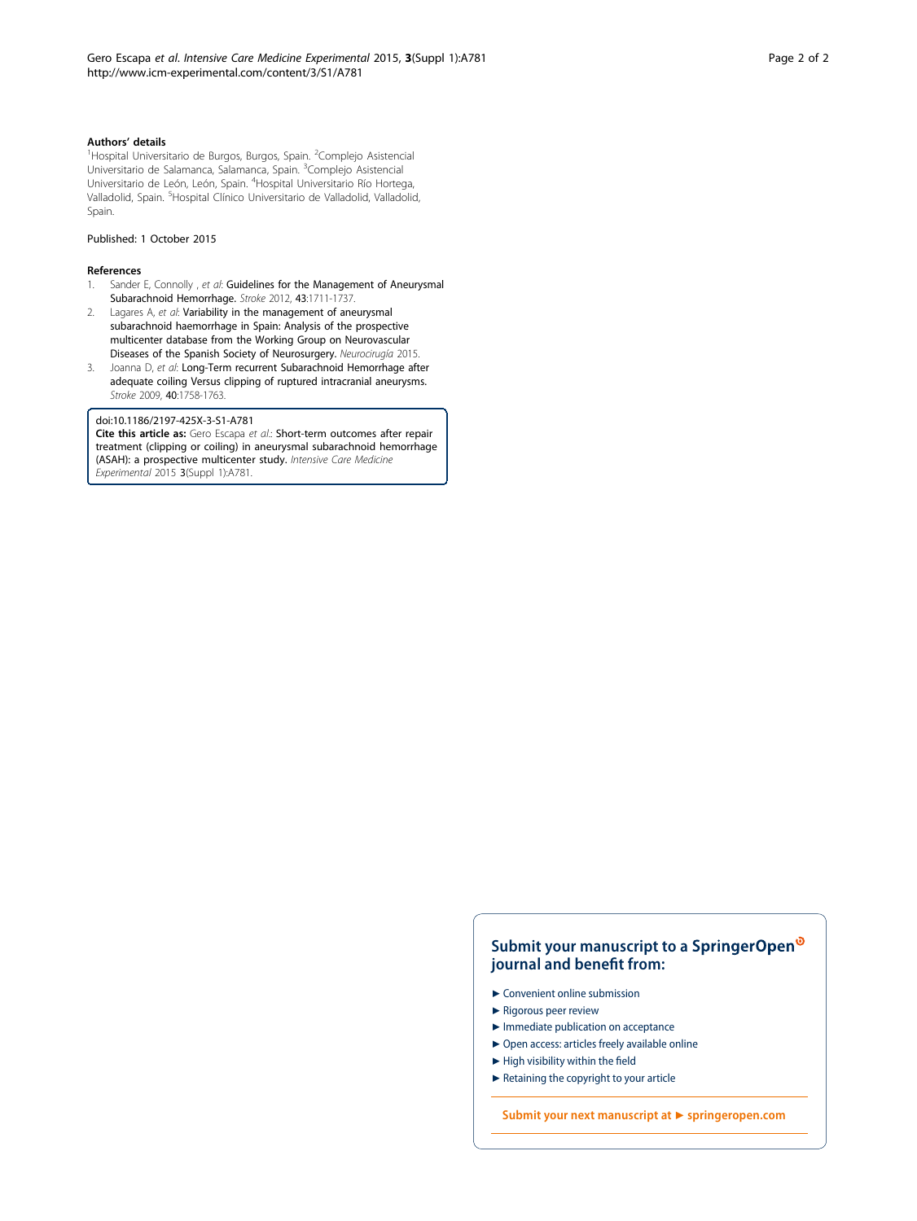### Authors' details

[1]Hospital Universitario de Burgos, Burgos, Spain. [2]Complejo Asistencial Universitario de Salamanca, Salamanca, Spain. [3]Complejo Asistencial Universitario de León, León, Spain. [4]Hospital Universitario Río Hortega, Valladolid, Spain. [5]Hospital Clínico Universitario de Valladolid, Valladolid, Spain.

Published: 1 October 2015

### References

1. Sander E, Connolly , *et al*: **Guidelines for the Management of Aneurysmal Subarachnoid Hemorrhage.** *Stroke* 2012, **43**:1711-1737.
2. Lagares A, *et al*: **Variability in the management of aneurysmal subarachnoid haemorrhage in Spain: Analysis of the prospective multicenter database from the Working Group on Neurovascular Diseases of the Spanish Society of Neurosurgery.** *Neurocirugía* 2015.
3. Joanna D, *et al*: **Long-Term recurrent Subarachnoid Hemorrhage after adequate coiling Versus clipping of ruptured intracranial aneurysms.** *Stroke* 2009, **40**:1758-1763.

doi:10.1186/2197-425X-3-S1-A781
**Cite this article as:** Gero Escapa *et al.*: Short-term outcomes after repair treatment (clipping or coiling) in aneurysmal subarachnoid hemorrhage (ASAH): a prospective multicenter study. *Intensive Care Medicine Experimental* 2015 **3**(Suppl 1):A781.

**Submit your manuscript to a SpringerOpen journal and benefit from:**

- ► Convenient online submission
- ► Rigorous peer review
- ► Immediate publication on acceptance
- ► Open access: articles freely available online
- ► High visibility within the field
- ► Retaining the copyright to your article

**Submit your next manuscript at ► springeropen.com**